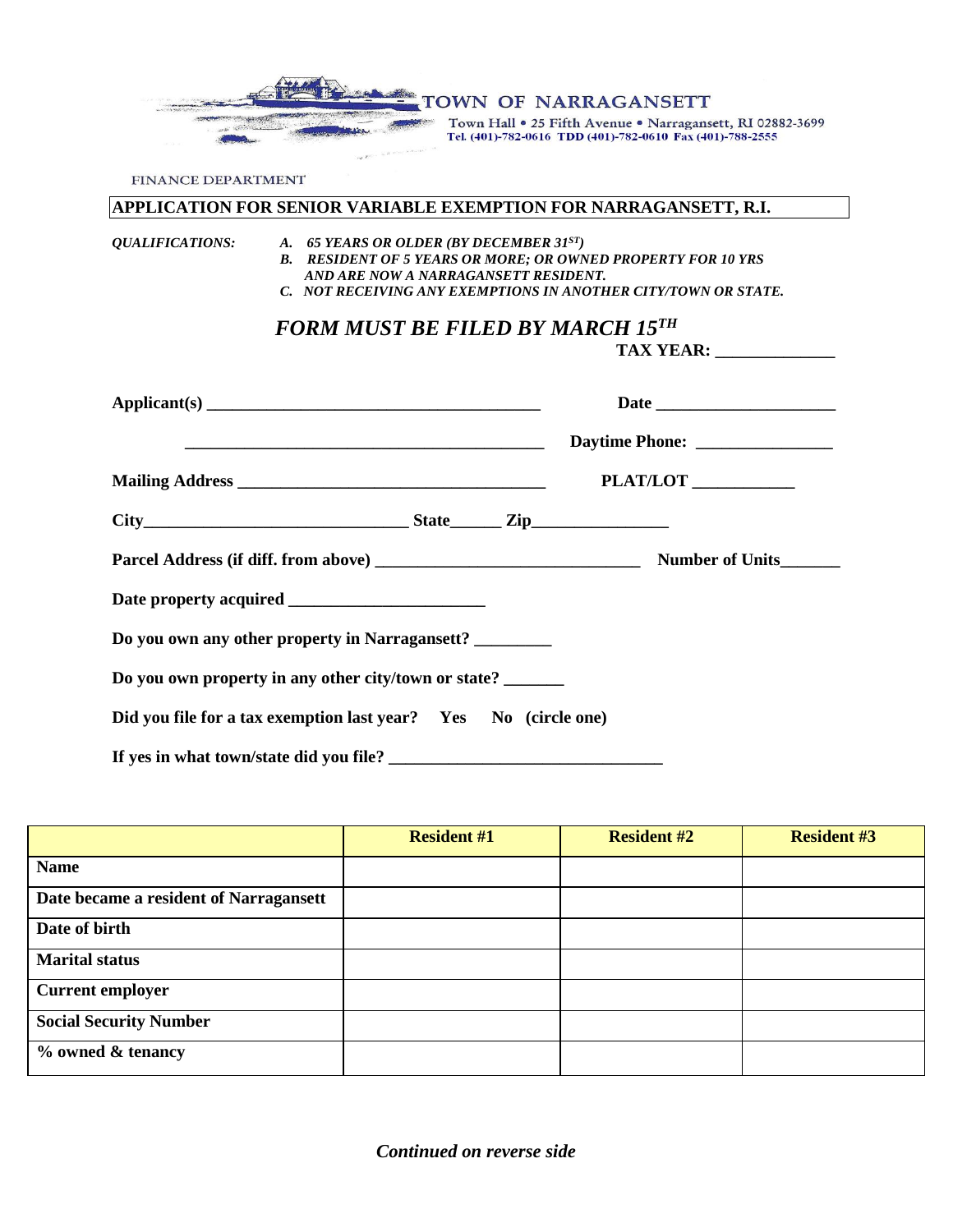**TOWN OF NARRAGANSETT**

Town Hall • 25 Fifth Avenue • Narragansett, RI 02882-3699
Tel. (401)-782-0616 TDD (401)-782-0610 Fax (401)-788-2555

FINANCE DEPARTMENT

## APPLICATION FOR SENIOR VARIABLE EXEMPTION FOR NARRAGANSETT, R.I.

*QUALIFICATIONS:*

*A. 65 YEARS OR OLDER (BY DECEMBER 31ST)*
*B. RESIDENT OF 5 YEARS OR MORE; OR OWNED PROPERTY FOR 10 YRS AND ARE NOW A NARRAGANSETT RESIDENT.*
*C. NOT RECEIVING ANY EXEMPTIONS IN ANOTHER CITY/TOWN OR STATE.*

### *FORM MUST BE FILED BY MARCH 15TH*

**TAX YEAR: _____________**

**Applicant(s) ______________________________________** **Date ____________________**

**________________________________________** **Daytime Phone: _______________**

**Mailing Address ___________________________________** **PLAT/LOT ___________**

**City______________________________ State______ Zip________________**

**Parcel Address (if diff. from above) ______________________________** **Number of Units_______**

**Date property acquired ______________________**

**Do you own any other property in Narragansett? _________**

**Do you own property in any other city/town or state? _______**

**Did you file for a tax exemption last year? Yes No (circle one)**

**If yes in what town/state did you file? _______________________________**

| | Resident #1 | Resident #2 | Resident #3 |
|---|---|---|---|
| **Name** | | | |
| **Date became a resident of Narragansett** | | | |
| **Date of birth** | | | |
| **Marital status** | | | |
| **Current employer** | | | |
| **Social Security Number** | | | |
| **% owned & tenancy** | | | |

*Continued on reverse side*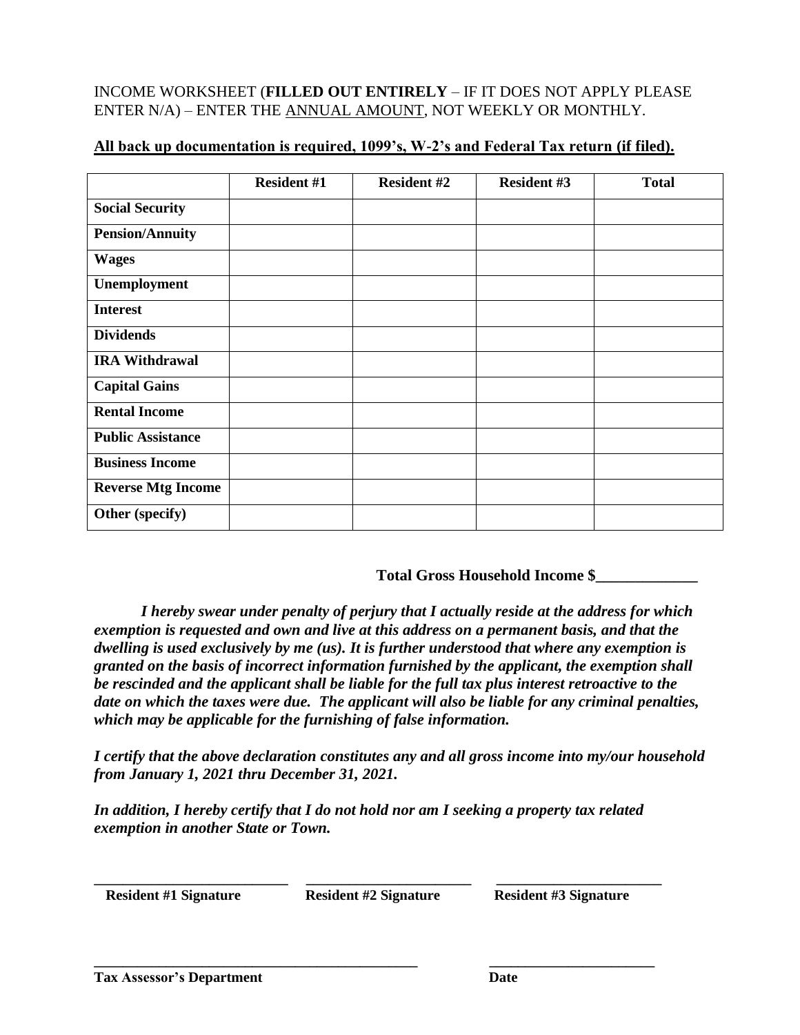INCOME WORKSHEET (**FILLED OUT ENTIRELY** – IF IT DOES NOT APPLY PLEASE ENTER N/A) – ENTER THE ANNUAL AMOUNT, NOT WEEKLY OR MONTHLY.

**All back up documentation is required, 1099's, W-2's and Federal Tax return (if filed).**

| | Resident #1 | Resident #2 | Resident #3 | Total |
|---|---|---|---|---|
| **Social Security** | | | | |
| **Pension/Annuity** | | | | |
| **Wages** | | | | |
| **Unemployment** | | | | |
| **Interest** | | | | |
| **Dividends** | | | | |
| **IRA Withdrawal** | | | | |
| **Capital Gains** | | | | |
| **Rental Income** | | | | |
| **Public Assistance** | | | | |
| **Business Income** | | | | |
| **Reverse Mtg Income** | | | | |
| **Other (specify)** | | | | |

**Total Gross Household Income $_____________**

***I hereby swear under penalty of perjury that I actually reside at the address for which exemption is requested and own and live at this address on a permanent basis, and that the dwelling is used exclusively by me (us). It is further understood that where any exemption is granted on the basis of incorrect information furnished by the applicant, the exemption shall be rescinded and the applicant shall be liable for the full tax plus interest retroactive to the date on which the taxes were due. The applicant will also be liable for any criminal penalties, which may be applicable for the furnishing of false information.***

***I certify that the above declaration constitutes any and all gross income into my/our household from January 1, 2021 thru December 31, 2021.***

***In addition, I hereby certify that I do not hold nor am I seeking a property tax related exemption in another State or Town.***

___________________________ ______________________ ______________________

**Resident #1 Signature** **Resident #2 Signature** **Resident #3 Signature**

_____________________________________________ ______________________

**Tax Assessor's Department** **Date**